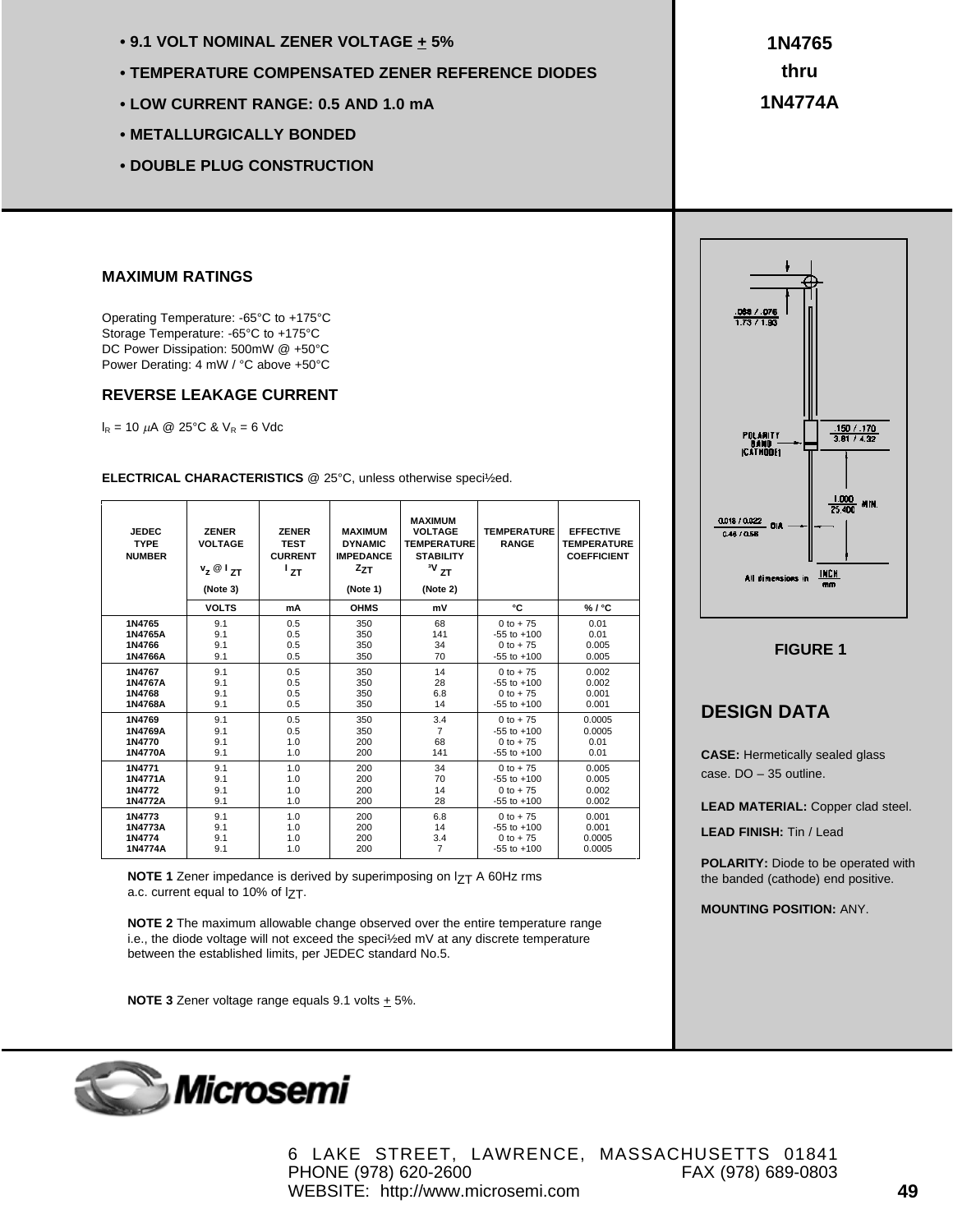- **9.1 VOLT NOMINAL ZENER VOLTAGE ± 5%**
- **TEMPERATURE COMPENSATED ZENER REFERENCE DIODES**
- **LOW CURRENT RANGE: 0.5 AND 1.0 mA**
- **METALLURGICALLY BONDED**
- **DOUBLE PLUG CONSTRUCTION**

# 1N4765 thru 1N4774A

## MAXIMUM RATINGS

Operating Temperature: -65°C to +175°C
Storage Temperature: -65°C to +175°C
DC Power Dissipation: 500mW @ +50°C
Power Derating: 4 mW / °C above +50°C

## REVERSE LEAKAGE CURRENT

$I_R$ = 10 $\mu$A @ 25°C & $V_R$ = 6 Vdc

**ELECTRICAL CHARACTERISTICS** @ 25°C, unless otherwise specified.

| JEDEC TYPE NUMBER | ZENER VOLTAGE $V_Z$ @ $I_{ZT}$ (Note 3) | ZENER TEST CURRENT $I_{ZT}$ | MAXIMUM DYNAMIC IMPEDANCE $Z_{ZT}$ (Note 1) | MAXIMUM VOLTAGE TEMPERATURE STABILITY $\Delta V_{ZT}$ (Note 2) | TEMPERATURE RANGE | EFFECTIVE TEMPERATURE COEFFICIENT |
|---|---|---|---|---|---|---|
| | VOLTS | mA | OHMS | mV | °C | % / °C |
| 1N4765 | 9.1 | 0.5 | 350 | 68 | 0 to + 75 | 0.01 |
| 1N4765A | 9.1 | 0.5 | 350 | 141 | -55 to +100 | 0.01 |
| 1N4766 | 9.1 | 0.5 | 350 | 34 | 0 to + 75 | 0.005 |
| 1N4766A | 9.1 | 0.5 | 350 | 70 | -55 to +100 | 0.005 |
| 1N4767 | 9.1 | 0.5 | 350 | 14 | 0 to + 75 | 0.002 |
| 1N4767A | 9.1 | 0.5 | 350 | 28 | -55 to +100 | 0.002 |
| 1N4768 | 9.1 | 0.5 | 350 | 6.8 | 0 to + 75 | 0.001 |
| 1N4768A | 9.1 | 0.5 | 350 | 14 | -55 to +100 | 0.001 |
| 1N4769 | 9.1 | 0.5 | 350 | 3.4 | 0 to + 75 | 0.0005 |
| 1N4769A | 9.1 | 0.5 | 350 | 7 | -55 to +100 | 0.0005 |
| 1N4770 | 9.1 | 1.0 | 200 | 68 | 0 to + 75 | 0.01 |
| 1N4770A | 9.1 | 1.0 | 200 | 141 | -55 to +100 | 0.01 |
| 1N4771 | 9.1 | 1.0 | 200 | 34 | 0 to + 75 | 0.005 |
| 1N4771A | 9.1 | 1.0 | 200 | 70 | -55 to +100 | 0.005 |
| 1N4772 | 9.1 | 1.0 | 200 | 14 | 0 to + 75 | 0.002 |
| 1N4772A | 9.1 | 1.0 | 200 | 28 | -55 to +100 | 0.002 |
| 1N4773 | 9.1 | 1.0 | 200 | 6.8 | 0 to + 75 | 0.001 |
| 1N4773A | 9.1 | 1.0 | 200 | 14 | -55 to +100 | 0.001 |
| 1N4774 | 9.1 | 1.0 | 200 | 3.4 | 0 to + 75 | 0.0005 |
| 1N4774A | 9.1 | 1.0 | 200 | 7 | -55 to +100 | 0.0005 |

**NOTE 1** Zener impedance is derived by superimposing on $I_{ZT}$ A 60Hz rms a.c. current equal to 10% of $I_{ZT}$.

**NOTE 2** The maximum allowable change observed over the entire temperature range i.e., the diode voltage will not exceed the specified mV at any discrete temperature between the established limits, per JEDEC standard No.5.

**NOTE 3** Zener voltage range equals 9.1 volts ± 5%.

.068 / .076
1.73 / 1.93

POLARITY BAND (CATHODE)

.150 / .170
3.81 / 4.32

1.000 MIN.
25.400

0.018 / 0.022 DIA
0.46 / 0.56

All dimensions in INCH / mm

**FIGURE 1**

## DESIGN DATA

**CASE:** Hermetically sealed glass case. DO – 35 outline.

**LEAD MATERIAL:** Copper clad steel.

**LEAD FINISH:** Tin / Lead

**POLARITY:** Diode to be operated with the banded (cathode) end positive.

**MOUNTING POSITION:** ANY.

Microsemi

6 LAKE STREET, LAWRENCE, MASSACHUSETTS 01841
PHONE (978) 620-2600 FAX (978) 689-0803
WEBSITE: http://www.microsemi.com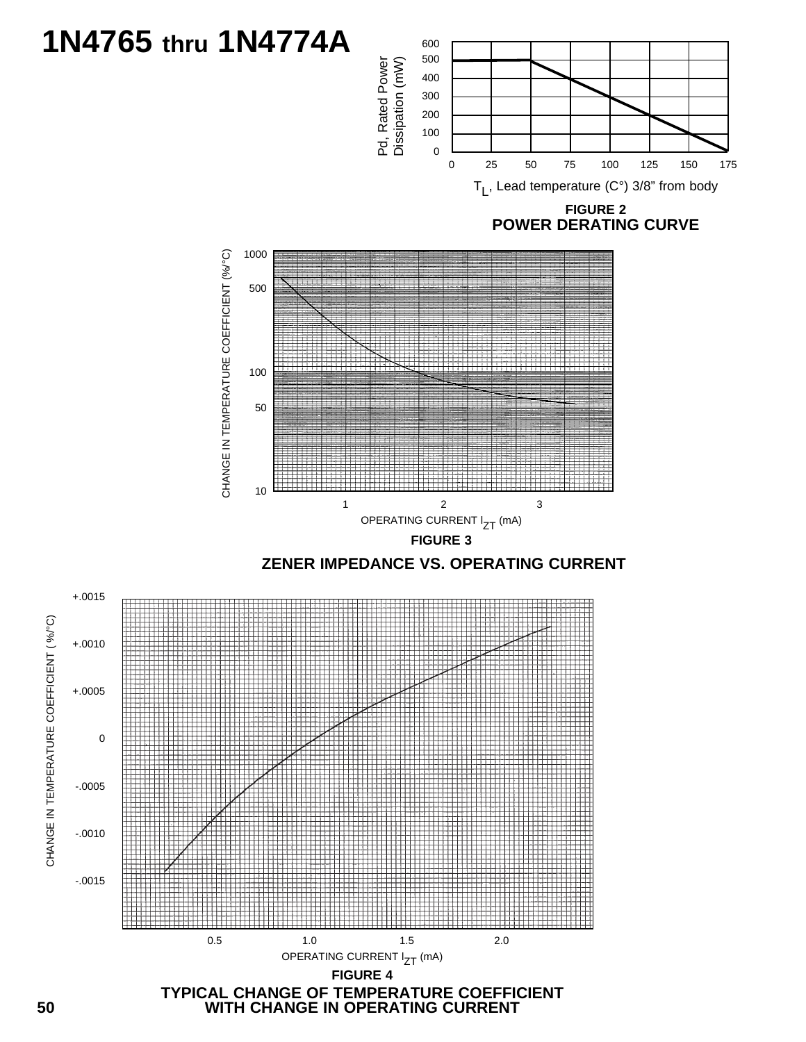# 1N4765 thru 1N4774A

Pd, Rated Power Dissipation (mW)

600, 500, 400, 300, 200, 100, 0

0, 25, 50, 75, 100, 125, 150, 175

$T_L$, Lead temperature (C°) 3/8" from body

**FIGURE 2**
**POWER DERATING CURVE**

CHANGE IN TEMPERATURE COEFFICIENT (%/°C)

1000, 500, 100, 50, 10

1, 2, 3

OPERATING CURRENT $I_{ZT}$ (mA)

**FIGURE 3**

**ZENER IMPEDANCE VS. OPERATING CURRENT**

CHANGE IN TEMPERATURE COEFFICIENT (%/°C)

+.0015, +.0010, +.0005, 0, -.0005, -.0010, -.0015

0.5, 1.0, 1.5, 2.0

OPERATING CURRENT $I_{ZT}$ (mA)

**FIGURE 4**

**TYPICAL CHANGE OF TEMPERATURE COEFFICIENT WITH CHANGE IN OPERATING CURRENT**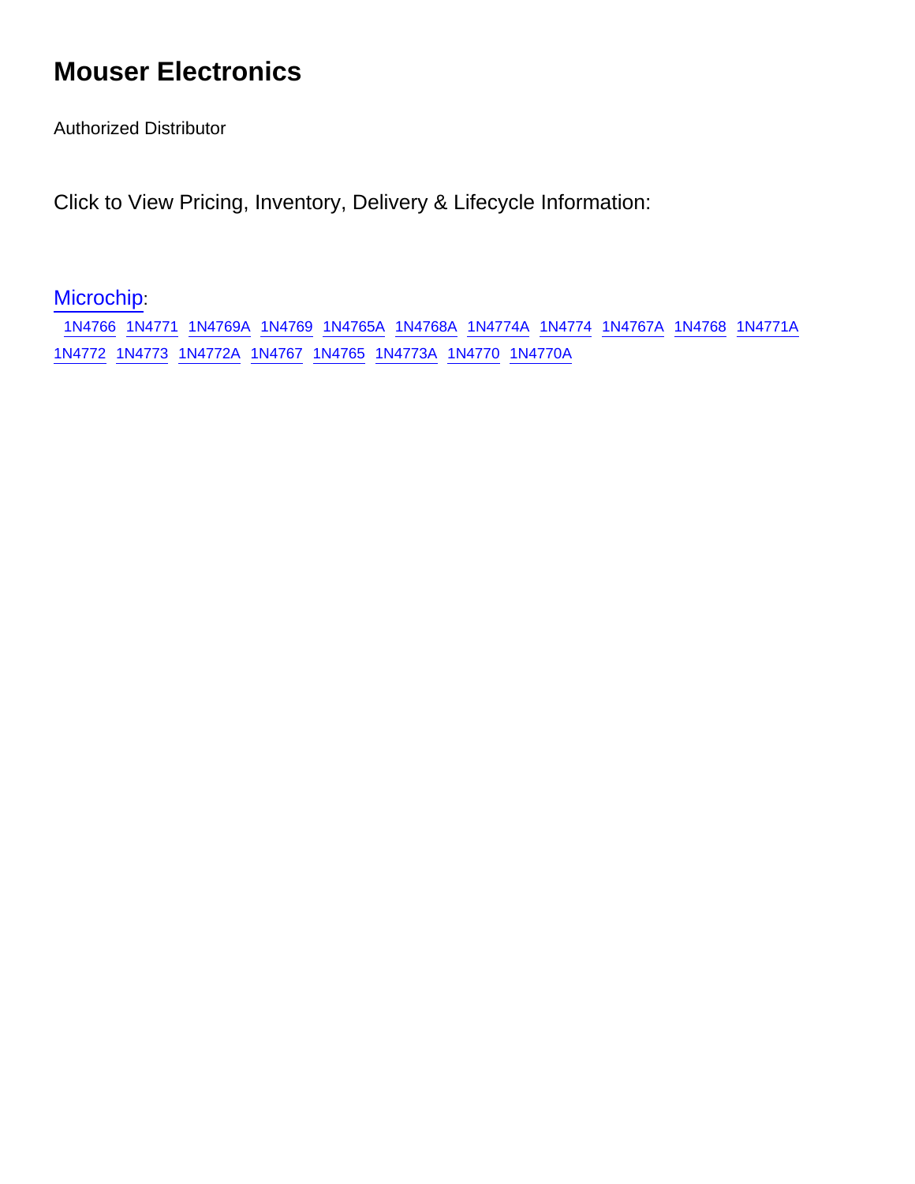# Mouser Electronics

Authorized Distributor

Click to View Pricing, Inventory, Delivery & Lifecycle Information:

Microchip:

1N4766 1N4771 1N4769A 1N4769 1N4765A 1N4768A 1N4774A 1N4774 1N4767A 1N4768 1N4771A 1N4772 1N4773 1N4772A 1N4767 1N4765 1N4773A 1N4770 1N4770A